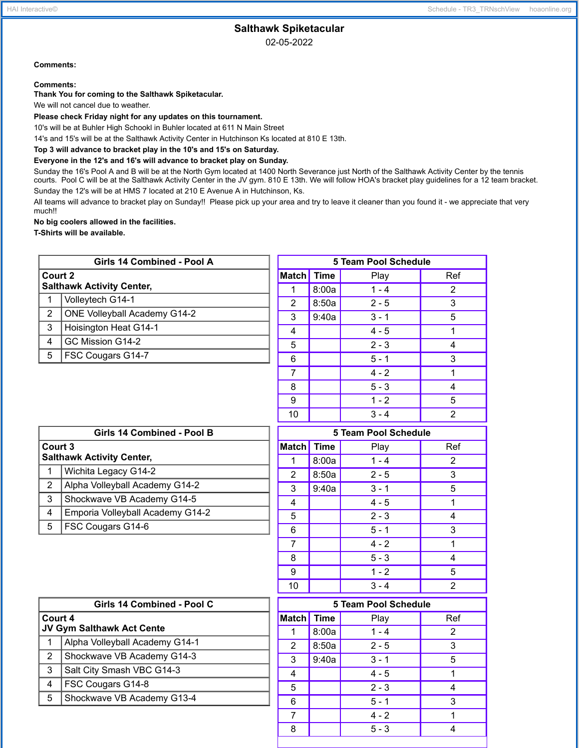# Salthawk Spiketacular

02-05-2022

**Comments:**

**Comments:**

**Thank You for coming to the Salthawk Spiketacular.**

We will not cancel due to weather.

**Please check Friday night for any updates on this tournament.**

10's will be at Buhler High Schookl in Buhler located at 611 N Main Street

14's and 15's will be at the Salthawk Activity Center in Hutchinson Ks located at 810 E 13th.

**Top 3 will advance to bracket play in the 10's and 15's on Saturday.**

**Everyone in the 12's and 16's will advance to bracket play on Sunday.**

Sunday the 16's Pool A and B will be at the North Gym located at 1400 North Severance just North of the Salthawk Activity Center by the tennis courts. Pool C will be at the Salthawk Activity Center in the JV gym. 810 E 13th. We will follow HOA's bracket play guidelines for a 12 team bracket.

Sunday the 12's will be at HMS 7 located at 210 E Avenue A in Hutchinson, Ks.

All teams will advance to bracket play on Sunday!! Please pick up your area and try to leave it cleaner than you found it - we appreciate that very much!!

**No big coolers allowed in the facilities.**

**T-Shirts will be available.**

## Girls 14 Combined - Pool A

**Court 2**
**Salthawk Activity Center,**

| # | Team |
|---|---|
| 1 | Volleytech G14-1 |
| 2 | ONE Volleyball Academy G14-2 |
| 3 | Hoisington Heat G14-1 |
| 4 | GC Mission G14-2 |
| 5 | FSC Cougars G14-7 |

**5 Team Pool Schedule**

| Match | Time | Play | Ref |
|---|---|---|---|
| 1 | 8:00a | 1 - 4 | 2 |
| 2 | 8:50a | 2 - 5 | 3 |
| 3 | 9:40a | 3 - 1 | 5 |
| 4 | | 4 - 5 | 1 |
| 5 | | 2 - 3 | 4 |
| 6 | | 5 - 1 | 3 |
| 7 | | 4 - 2 | 1 |
| 8 | | 5 - 3 | 4 |
| 9 | | 1 - 2 | 5 |
| 10 | | 3 - 4 | 2 |

## Girls 14 Combined - Pool B

**Court 3**
**Salthawk Activity Center,**

| # | Team |
|---|---|
| 1 | Wichita Legacy G14-2 |
| 2 | Alpha Volleyball Academy G14-2 |
| 3 | Shockwave VB Academy G14-5 |
| 4 | Emporia Volleyball Academy G14-2 |
| 5 | FSC Cougars G14-6 |

**5 Team Pool Schedule**

| Match | Time | Play | Ref |
|---|---|---|---|
| 1 | 8:00a | 1 - 4 | 2 |
| 2 | 8:50a | 2 - 5 | 3 |
| 3 | 9:40a | 3 - 1 | 5 |
| 4 | | 4 - 5 | 1 |
| 5 | | 2 - 3 | 4 |
| 6 | | 5 - 1 | 3 |
| 7 | | 4 - 2 | 1 |
| 8 | | 5 - 3 | 4 |
| 9 | | 1 - 2 | 5 |
| 10 | | 3 - 4 | 2 |

## Girls 14 Combined - Pool C

**Court 4**
**JV Gym Salthawk Act Cente**

| # | Team |
|---|---|
| 1 | Alpha Volleyball Academy G14-1 |
| 2 | Shockwave VB Academy G14-3 |
| 3 | Salt City Smash VBC G14-3 |
| 4 | FSC Cougars G14-8 |
| 5 | Shockwave VB Academy G13-4 |

**5 Team Pool Schedule**

| Match | Time | Play | Ref |
|---|---|---|---|
| 1 | 8:00a | 1 - 4 | 2 |
| 2 | 8:50a | 2 - 5 | 3 |
| 3 | 9:40a | 3 - 1 | 5 |
| 4 | | 4 - 5 | 1 |
| 5 | | 2 - 3 | 4 |
| 6 | | 5 - 1 | 3 |
| 7 | | 4 - 2 | 1 |
| 8 | | 5 - 3 | 4 |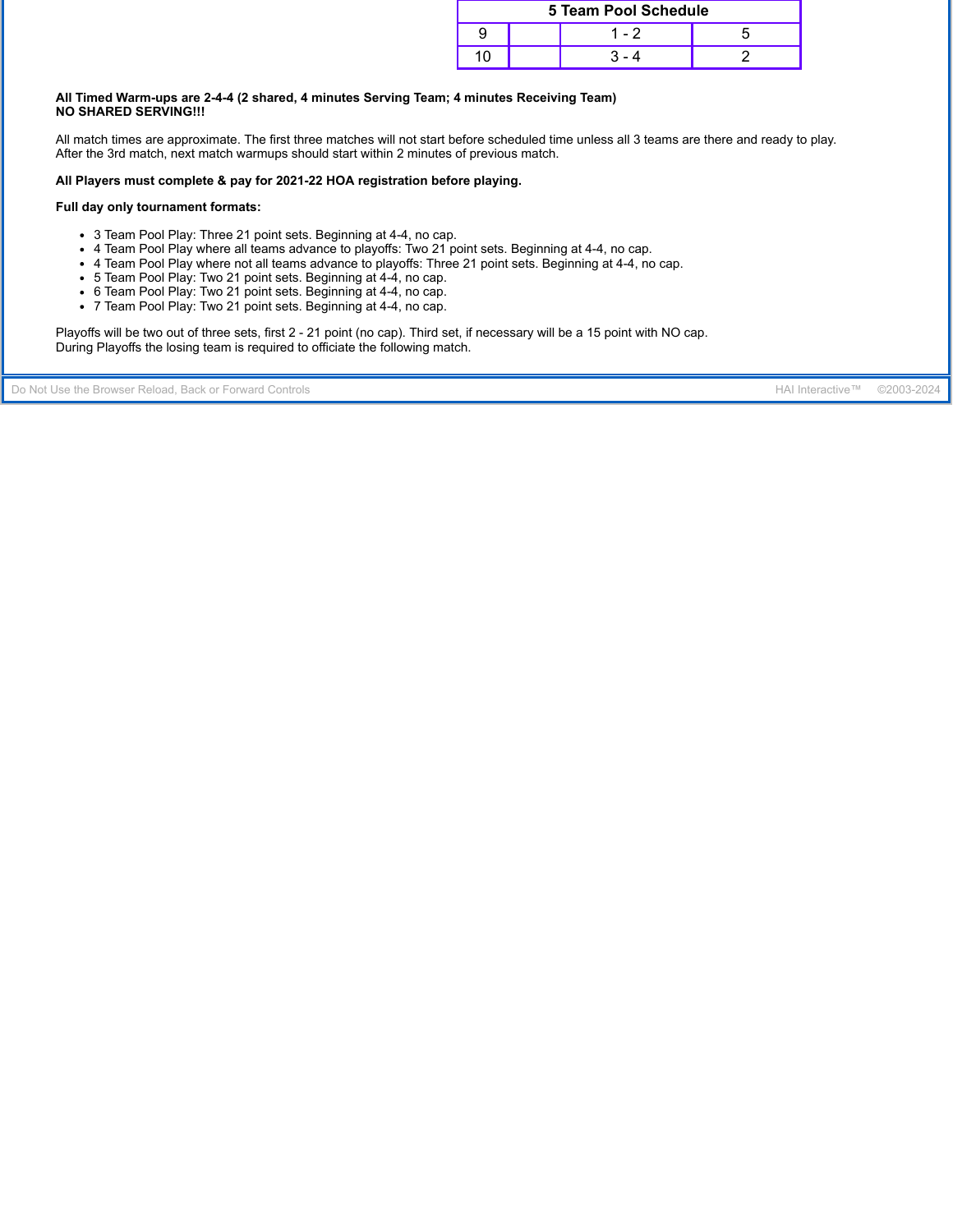| 5 Team Pool Schedule | | | |
|---|---|---|---|
| 9 | | 1 - 2 | 5 |
| 10 | | 3 - 4 | 2 |

**All Timed Warm-ups are 2-4-4 (2 shared, 4 minutes Serving Team; 4 minutes Receiving Team)**
**NO SHARED SERVING!!!**

All match times are approximate. The first three matches will not start before scheduled time unless all 3 teams are there and ready to play.
After the 3rd match, next match warmups should start within 2 minutes of previous match.

**All Players must complete & pay for 2021-22 HOA registration before playing.**

**Full day only tournament formats:**

- 3 Team Pool Play: Three 21 point sets. Beginning at 4-4, no cap.
- 4 Team Pool Play where all teams advance to playoffs: Two 21 point sets. Beginning at 4-4, no cap.
- 4 Team Pool Play where not all teams advance to playoffs: Three 21 point sets. Beginning at 4-4, no cap.
- 5 Team Pool Play: Two 21 point sets. Beginning at 4-4, no cap.
- 6 Team Pool Play: Two 21 point sets. Beginning at 4-4, no cap.
- 7 Team Pool Play: Two 21 point sets. Beginning at 4-4, no cap.

Playoffs will be two out of three sets, first 2 - 21 point (no cap). Third set, if necessary will be a 15 point with NO cap.
During Playoffs the losing team is required to officiate the following match.

Do Not Use the Browser Reload, Back or Forward Controls

HAI Interactive™ ©2003-2024